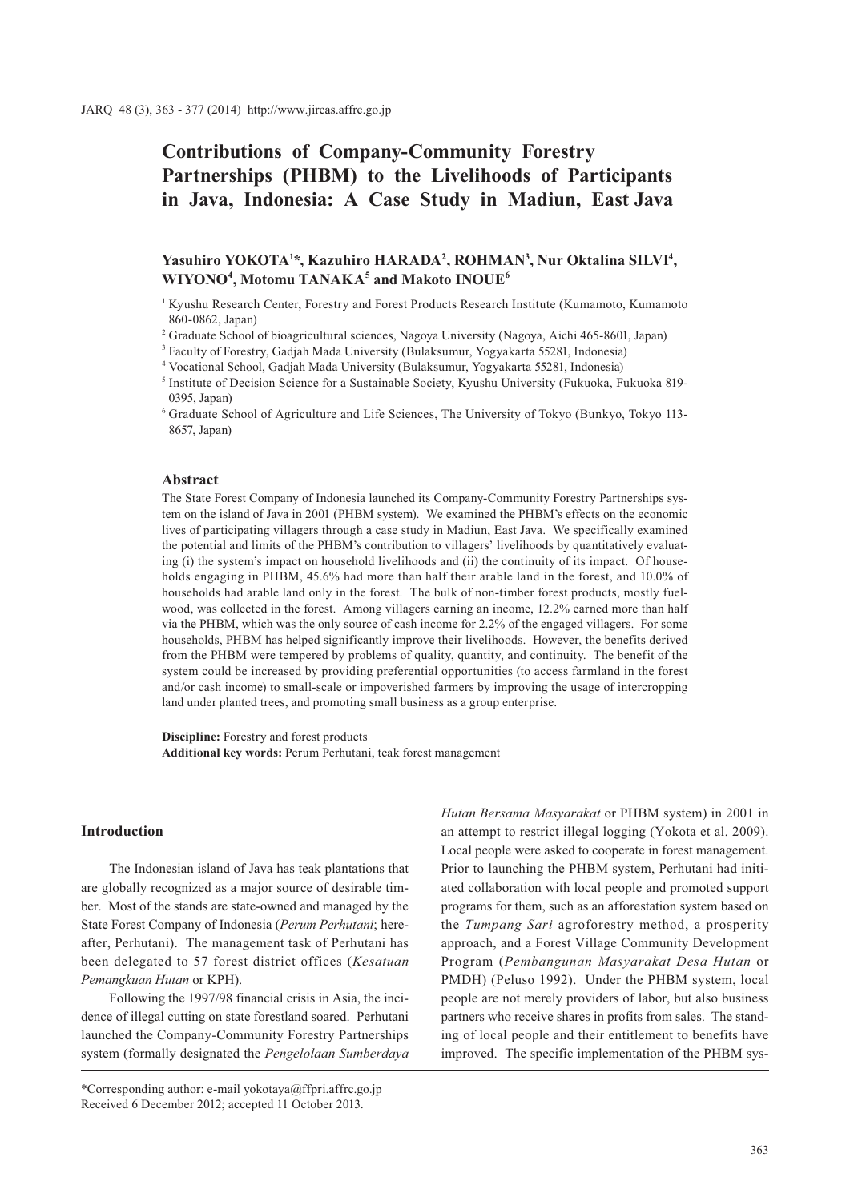# Contributions of Company-Community Forestry Partnerships (PHBM) to the Livelihoods of Participants in Java, Indonesia: A Case Study in Madiun, East Java

**Yasuhiro YOKOTA[1]*, Kazuhiro HARADA[2], ROHMAN[3], Nur Oktalina SILVI[4], WIYONO[4], Motomu TANAKA[5] and Makoto INOUE[6]**

[1] Kyushu Research Center, Forestry and Forest Products Research Institute (Kumamoto, Kumamoto 860-0862, Japan)

[2] Graduate School of bioagricultural sciences, Nagoya University (Nagoya, Aichi 465-8601, Japan)

[3] Faculty of Forestry, Gadjah Mada University (Bulaksumur, Yogyakarta 55281, Indonesia)

[4] Vocational School, Gadjah Mada University (Bulaksumur, Yogyakarta 55281, Indonesia)

[5] Institute of Decision Science for a Sustainable Society, Kyushu University (Fukuoka, Fukuoka 819-0395, Japan)

[6] Graduate School of Agriculture and Life Sciences, The University of Tokyo (Bunkyo, Tokyo 113-8657, Japan)

## Abstract

The State Forest Company of Indonesia launched its Company-Community Forestry Partnerships system on the island of Java in 2001 (PHBM system). We examined the PHBM's effects on the economic lives of participating villagers through a case study in Madiun, East Java. We specifically examined the potential and limits of the PHBM's contribution to villagers' livelihoods by quantitatively evaluating (i) the system's impact on household livelihoods and (ii) the continuity of its impact. Of households engaging in PHBM, 45.6% had more than half their arable land in the forest, and 10.0% of households had arable land only in the forest. The bulk of non-timber forest products, mostly fuelwood, was collected in the forest. Among villagers earning an income, 12.2% earned more than half via the PHBM, which was the only source of cash income for 2.2% of the engaged villagers. For some households, PHBM has helped significantly improve their livelihoods. However, the benefits derived from the PHBM were tempered by problems of quality, quantity, and continuity. The benefit of the system could be increased by providing preferential opportunities (to access farmland in the forest and/or cash income) to small-scale or impoverished farmers by improving the usage of intercropping land under planted trees, and promoting small business as a group enterprise.

**Discipline:** Forestry and forest products

**Additional key words:** Perum Perhutani, teak forest management

## Introduction

The Indonesian island of Java has teak plantations that are globally recognized as a major source of desirable timber. Most of the stands are state-owned and managed by the State Forest Company of Indonesia (*Perum Perhutani*; hereafter, Perhutani). The management task of Perhutani has been delegated to 57 forest district offices (*Kesatuan Pemangkuan Hutan* or KPH).

Following the 1997/98 financial crisis in Asia, the incidence of illegal cutting on state forestland soared. Perhutani launched the Company-Community Forestry Partnerships system (formally designated the *Pengelolaan Sumberdaya Hutan Bersama Masyarakat* or PHBM system) in 2001 in an attempt to restrict illegal logging (Yokota et al. 2009). Local people were asked to cooperate in forest management. Prior to launching the PHBM system, Perhutani had initiated collaboration with local people and promoted support programs for them, such as an afforestation system based on the *Tumpang Sari* agroforestry method, a prosperity approach, and a Forest Village Community Development Program (*Pembangunan Masyarakat Desa Hutan* or PMDH) (Peluso 1992). Under the PHBM system, local people are not merely providers of labor, but also business partners who receive shares in profits from sales. The standing of local people and their entitlement to benefits have improved. The specific implementation of the PHBM sys-

*Corresponding author: e-mail yokotaya@ffpri.affrc.go.jp
Received 6 December 2012; accepted 11 October 2013.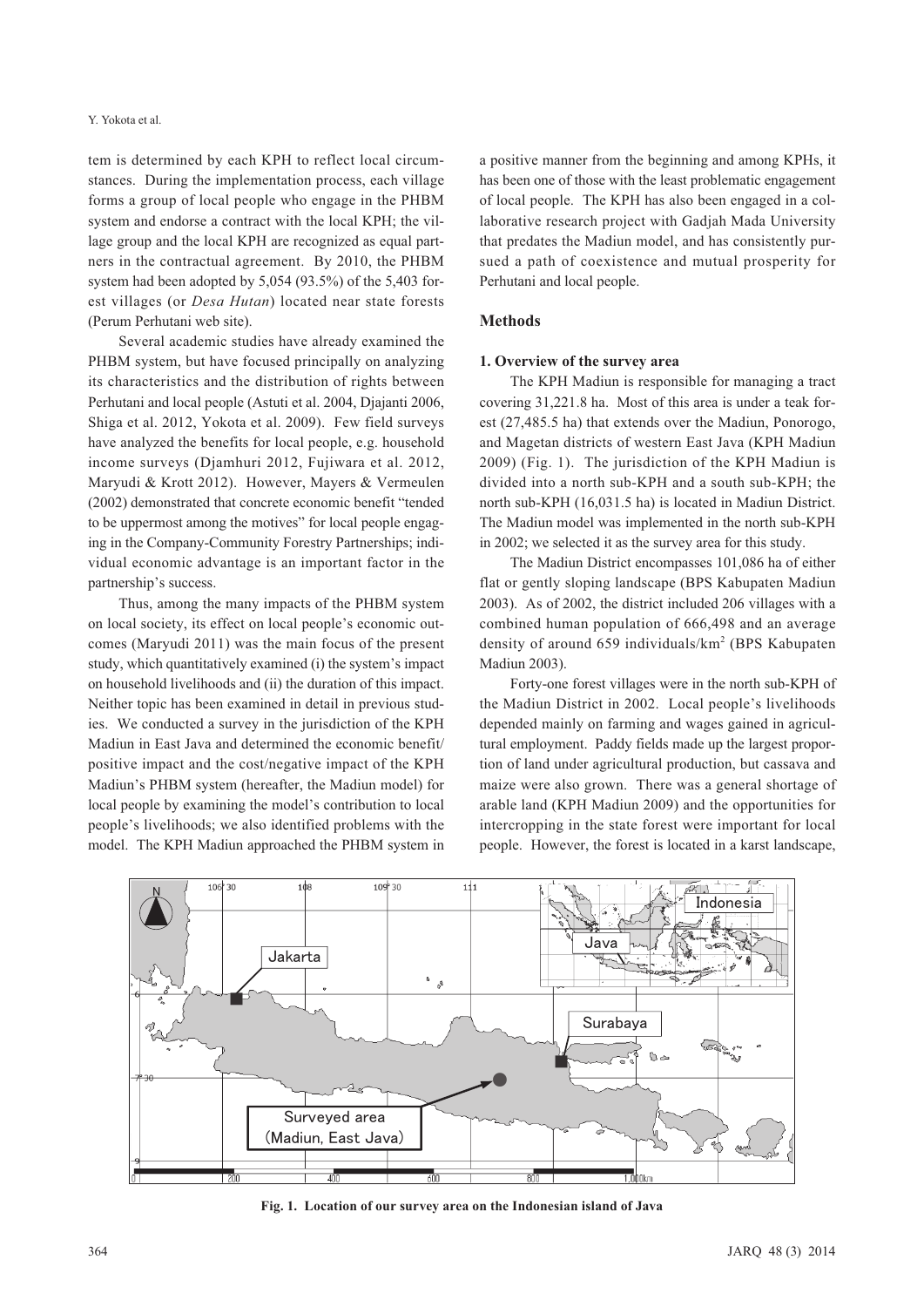tem is determined by each KPH to reflect local circumstances. During the implementation process, each village forms a group of local people who engage in the PHBM system and endorse a contract with the local KPH; the village group and the local KPH are recognized as equal partners in the contractual agreement. By 2010, the PHBM system had been adopted by 5,054 (93.5%) of the 5,403 forest villages (or *Desa Hutan*) located near state forests (Perum Perhutani web site).

Several academic studies have already examined the PHBM system, but have focused principally on analyzing its characteristics and the distribution of rights between Perhutani and local people (Astuti et al. 2004, Djajanti 2006, Shiga et al. 2012, Yokota et al. 2009). Few field surveys have analyzed the benefits for local people, e.g. household income surveys (Djamhuri 2012, Fujiwara et al. 2012, Maryudi & Krott 2012). However, Mayers & Vermeulen (2002) demonstrated that concrete economic benefit "tended to be uppermost among the motives" for local people engaging in the Company-Community Forestry Partnerships; individual economic advantage is an important factor in the partnership's success.

Thus, among the many impacts of the PHBM system on local society, its effect on local people's economic outcomes (Maryudi 2011) was the main focus of the present study, which quantitatively examined (i) the system's impact on household livelihoods and (ii) the duration of this impact. Neither topic has been examined in detail in previous studies. We conducted a survey in the jurisdiction of the KPH Madiun in East Java and determined the economic benefit/positive impact and the cost/negative impact of the KPH Madiun's PHBM system (hereafter, the Madiun model) for local people by examining the model's contribution to local people's livelihoods; we also identified problems with the model. The KPH Madiun approached the PHBM system in a positive manner from the beginning and among KPHs, it has been one of those with the least problematic engagement of local people. The KPH has also been engaged in a collaborative research project with Gadjah Mada University that predates the Madiun model, and has consistently pursued a path of coexistence and mutual prosperity for Perhutani and local people.

## Methods

### 1. Overview of the survey area

The KPH Madiun is responsible for managing a tract covering 31,221.8 ha. Most of this area is under a teak forest (27,485.5 ha) that extends over the Madiun, Ponorogo, and Magetan districts of western East Java (KPH Madiun 2009) (Fig. 1). The jurisdiction of the KPH Madiun is divided into a north sub-KPH and a south sub-KPH; the north sub-KPH (16,031.5 ha) is located in Madiun District. The Madiun model was implemented in the north sub-KPH in 2002; we selected it as the survey area for this study.

The Madiun District encompasses 101,086 ha of either flat or gently sloping landscape (BPS Kabupaten Madiun 2003). As of 2002, the district included 206 villages with a combined human population of 666,498 and an average density of around 659 individuals/km$^2$ (BPS Kabupaten Madiun 2003).

Forty-one forest villages were in the north sub-KPH of the Madiun District in 2002. Local people's livelihoods depended mainly on farming and wages gained in agricultural employment. Paddy fields made up the largest proportion of land under agricultural production, but cassava and maize were also grown. There was a general shortage of arable land (KPH Madiun 2009) and the opportunities for intercropping in the state forest were important for local people. However, the forest is located in a karst landscape,

**Fig. 1. Location of our survey area on the Indonesian island of Java**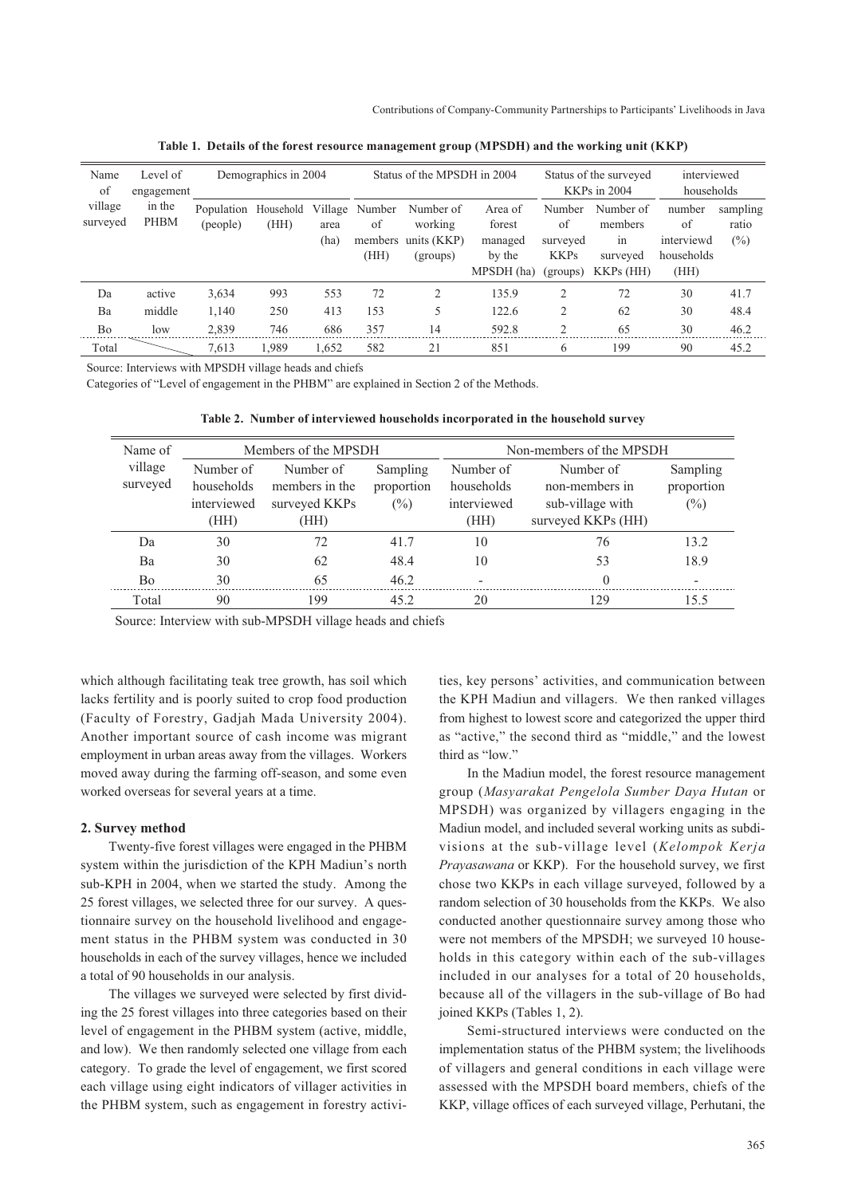**Table 1. Details of the forest resource management group (MPSDH) and the working unit (KKP)**

| Name of village surveyed | Level of engagement in the PHBM | Demographics in 2004 | | | Status of the MPSDH in 2004 | | | Status of the surveyed KKPs in 2004 | | interviewed households | |
|---|---|---|---|---|---|---|---|---|---|---|---|
| | | Population (people) | Household (HH) | Village area (ha) | Number of members (HH) | Number of working units (KKP) (groups) | Area of forest managed by the MPSDH (ha) | Number of surveyed KKPs (groups) | Number of members in surveyed KKPs (HH) | number of interviewd households (HH) | sampling ratio (%) |
| Da | active | 3,634 | 993 | 553 | 72 | 2 | 135.9 | 2 | 72 | 30 | 41.7 |
| Ba | middle | 1,140 | 250 | 413 | 153 | 5 | 122.6 | 2 | 62 | 30 | 48.4 |
| Bo | low | 2,839 | 746 | 686 | 357 | 14 | 592.8 | 2 | 65 | 30 | 46.2 |
| Total | | 7,613 | 1,989 | 1,652 | 582 | 21 | 851 | 6 | 199 | 90 | 45.2 |

Source: Interviews with MPSDH village heads and chiefs

Categories of "Level of engagement in the PHBM" are explained in Section 2 of the Methods.

**Table 2. Number of interviewed households incorporated in the household survey**

| Name of village surveyed | Members of the MPSDH | | | Non-members of the MPSDH | | |
|---|---|---|---|---|---|---|
| | Number of households interviewed (HH) | Number of members in the surveyed KKPs (HH) | Sampling proportion (%) | Number of households interviewed (HH) | Number of non-members in sub-village with surveyed KKPs (HH) | Sampling proportion (%) |
| Da | 30 | 72 | 41.7 | 10 | 76 | 13.2 |
| Ba | 30 | 62 | 48.4 | 10 | 53 | 18.9 |
| Bo | 30 | 65 | 46.2 | - | 0 | - |
| Total | 90 | 199 | 45.2 | 20 | 129 | 15.5 |

Source: Interview with sub-MPSDH village heads and chiefs

which although facilitating teak tree growth, has soil which lacks fertility and is poorly suited to crop food production (Faculty of Forestry, Gadjah Mada University 2004). Another important source of cash income was migrant employment in urban areas away from the villages. Workers moved away during the farming off-season, and some even worked overseas for several years at a time.

### 2. Survey method

Twenty-five forest villages were engaged in the PHBM system within the jurisdiction of the KPH Madiun's north sub-KPH in 2004, when we started the study. Among the 25 forest villages, we selected three for our survey. A questionnaire survey on the household livelihood and engagement status in the PHBM system was conducted in 30 households in each of the survey villages, hence we included a total of 90 households in our analysis.

The villages we surveyed were selected by first dividing the 25 forest villages into three categories based on their level of engagement in the PHBM system (active, middle, and low). We then randomly selected one village from each category. To grade the level of engagement, we first scored each village using eight indicators of villager activities in the PHBM system, such as engagement in forestry activities, key persons' activities, and communication between the KPH Madiun and villagers. We then ranked villages from highest to lowest score and categorized the upper third as "active," the second third as "middle," and the lowest third as "low."

In the Madiun model, the forest resource management group (*Masyarakat Pengelola Sumber Daya Hutan* or MPSDH) was organized by villagers engaging in the Madiun model, and included several working units as subdivisions at the sub-village level (*Kelompok Kerja Prayasawana* or KKP). For the household survey, we first chose two KKPs in each village surveyed, followed by a random selection of 30 households from the KKPs. We also conducted another questionnaire survey among those who were not members of the MPSDH; we surveyed 10 households in this category within each of the sub-villages included in our analyses for a total of 20 households, because all of the villagers in the sub-village of Bo had joined KKPs (Tables 1, 2).

Semi-structured interviews were conducted on the implementation status of the PHBM system; the livelihoods of villagers and general conditions in each village were assessed with the MPSDH board members, chiefs of the KKP, village offices of each surveyed village, Perhutani, the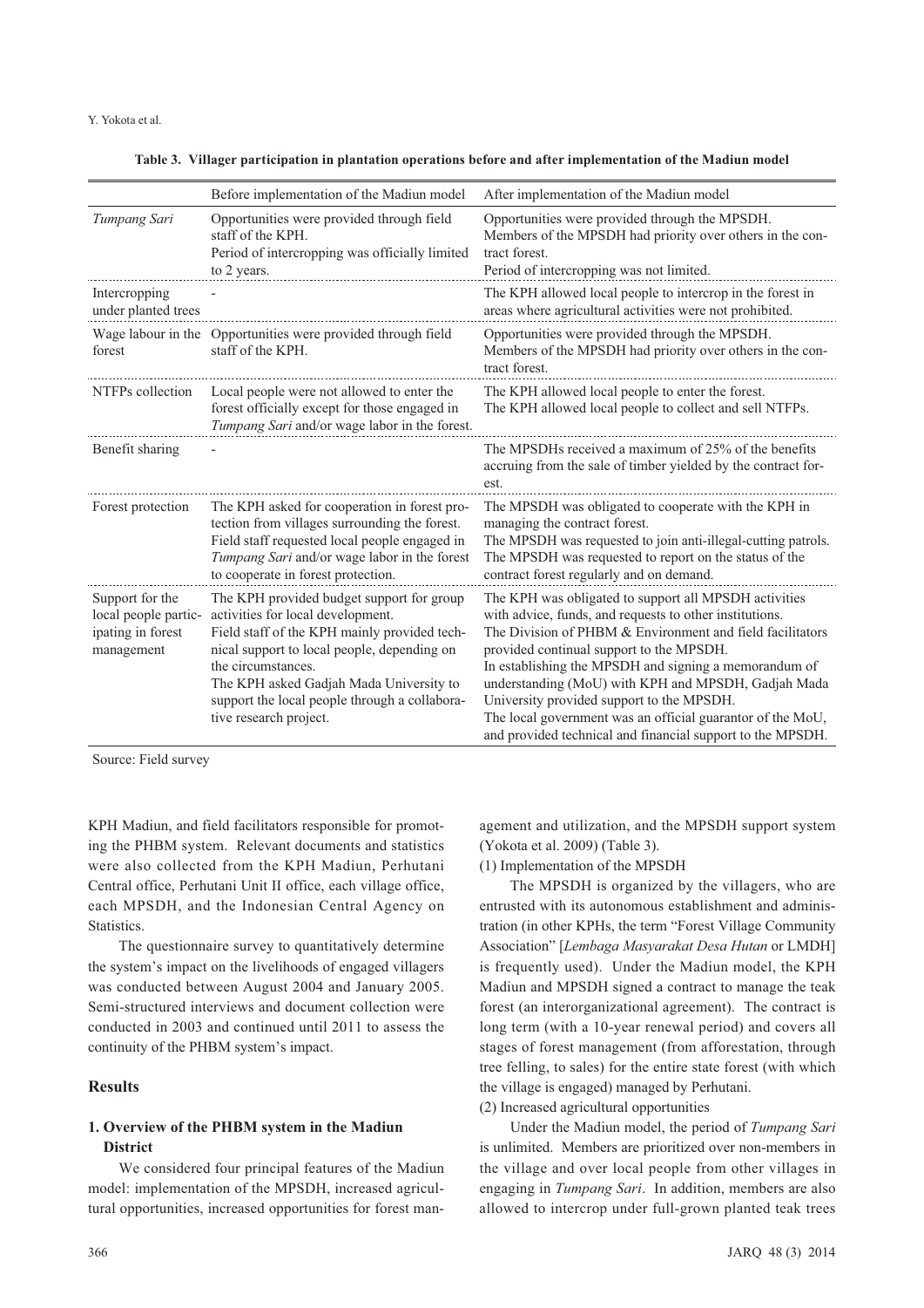**Table 3. Villager participation in plantation operations before and after implementation of the Madiun model**

| | Before implementation of the Madiun model | After implementation of the Madiun model |
|---|---|---|
| *Tumpang Sari* | Opportunities were provided through field staff of the KPH.<br>Period of intercropping was officially limited to 2 years. | Opportunities were provided through the MPSDH.<br>Members of the MPSDH had priority over others in the contract forest.<br>Period of intercropping was not limited. |
| Intercropping under planted trees | - | The KPH allowed local people to intercrop in the forest in areas where agricultural activities were not prohibited. |
| Wage labour in the forest | Opportunities were provided through field staff of the KPH. | Opportunities were provided through the MPSDH.<br>Members of the MPSDH had priority over others in the contract forest. |
| NTFPs collection | Local people were not allowed to enter the forest officially except for those engaged in *Tumpang Sari* and/or wage labor in the forest. | The KPH allowed local people to enter the forest.<br>The KPH allowed local people to collect and sell NTFPs. |
| Benefit sharing | - | The MPSDHs received a maximum of 25% of the benefits accruing from the sale of timber yielded by the contract forest. |
| Forest protection | The KPH asked for cooperation in forest protection from villages surrounding the forest.<br>Field staff requested local people engaged in *Tumpang Sari* and/or wage labor in the forest to cooperate in forest protection. | The MPSDH was obligated to cooperate with the KPH in managing the contract forest.<br>The MPSDH was requested to join anti-illegal-cutting patrols.<br>The MPSDH was requested to report on the status of the contract forest regularly and on demand. |
| Support for the local people participating in forest management | The KPH provided budget support for group activities for local development.<br>Field staff of the KPH mainly provided technical support to local people, depending on the circumstances.<br>The KPH asked Gadjah Mada University to support the local people through a collaborative research project. | The KPH was obligated to support all MPSDH activities with advice, funds, and requests to other institutions.<br>The Division of PHBM & Environment and field facilitators provided continual support to the MPSDH.<br>In establishing the MPSDH and signing a memorandum of understanding (MoU) with KPH and MPSDH, Gadjah Mada University provided support to the MPSDH.<br>The local government was an official guarantor of the MoU, and provided technical and financial support to the MPSDH. |

Source: Field survey

KPH Madiun, and field facilitators responsible for promoting the PHBM system. Relevant documents and statistics were also collected from the KPH Madiun, Perhutani Central office, Perhutani Unit II office, each village office, each MPSDH, and the Indonesian Central Agency on Statistics.

The questionnaire survey to quantitatively determine the system's impact on the livelihoods of engaged villagers was conducted between August 2004 and January 2005. Semi-structured interviews and document collection were conducted in 2003 and continued until 2011 to assess the continuity of the PHBM system's impact.

## Results

### 1. Overview of the PHBM system in the Madiun District

We considered four principal features of the Madiun model: implementation of the MPSDH, increased agricultural opportunities, increased opportunities for forest management and utilization, and the MPSDH support system (Yokota et al. 2009) (Table 3).

(1) Implementation of the MPSDH

The MPSDH is organized by the villagers, who are entrusted with its autonomous establishment and administration (in other KPHs, the term "Forest Village Community Association" [*Lembaga Masyarakat Desa Hutan* or LMDH] is frequently used). Under the Madiun model, the KPH Madiun and MPSDH signed a contract to manage the teak forest (an interorganizational agreement). The contract is long term (with a 10-year renewal period) and covers all stages of forest management (from afforestation, through tree felling, to sales) for the entire state forest (with which the village is engaged) managed by Perhutani.

(2) Increased agricultural opportunities

Under the Madiun model, the period of *Tumpang Sari* is unlimited. Members are prioritized over non-members in the village and over local people from other villages in engaging in *Tumpang Sari*. In addition, members are also allowed to intercrop under full-grown planted teak trees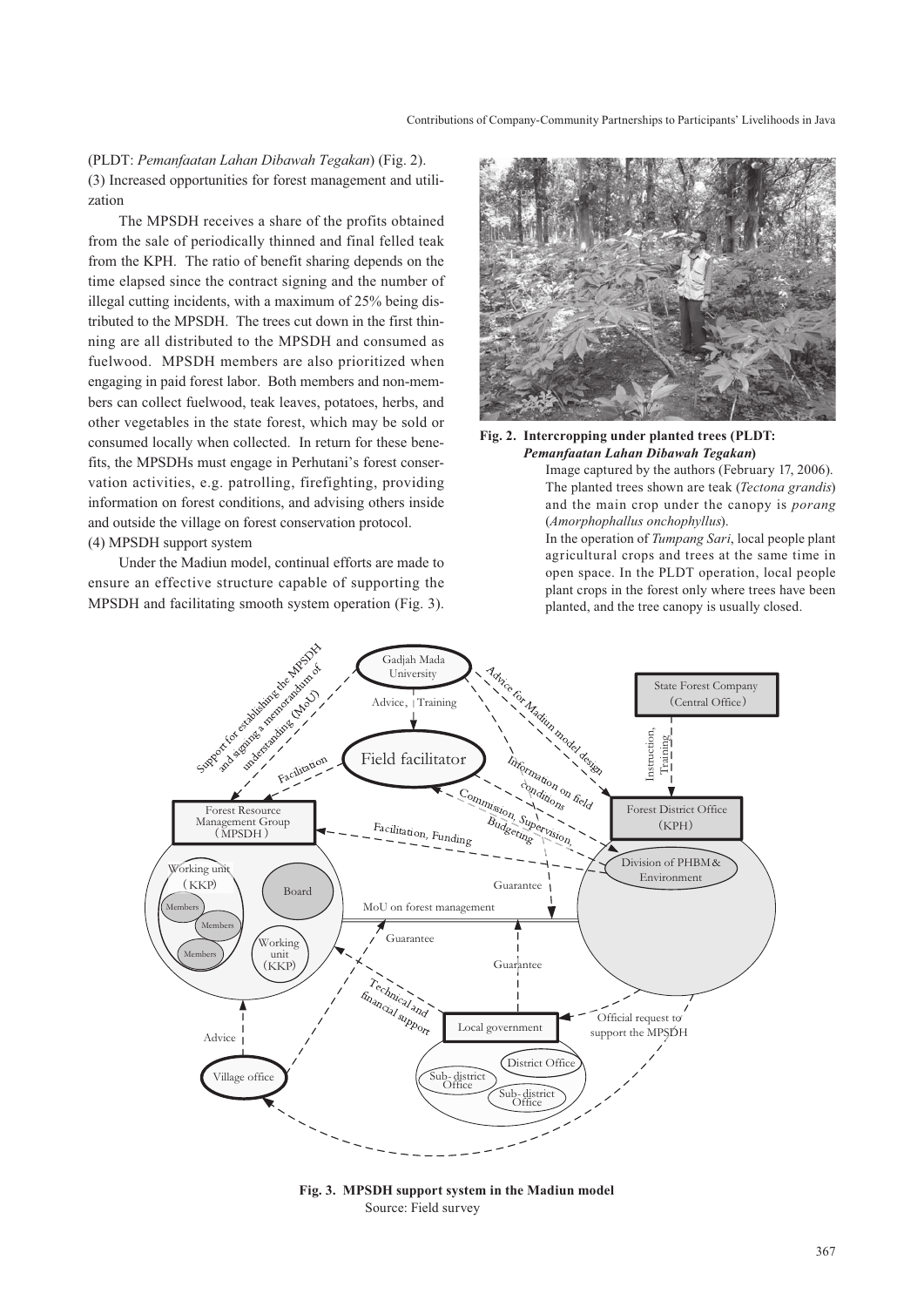(PLDT: *Pemanfaatan Lahan Dibawah Tegakan*) (Fig. 2).

(3) Increased opportunities for forest management and utilization

The MPSDH receives a share of the profits obtained from the sale of periodically thinned and final felled teak from the KPH. The ratio of benefit sharing depends on the time elapsed since the contract signing and the number of illegal cutting incidents, with a maximum of 25% being distributed to the MPSDH. The trees cut down in the first thinning are all distributed to the MPSDH and consumed as fuelwood. MPSDH members are also prioritized when engaging in paid forest labor. Both members and non-members can collect fuelwood, teak leaves, potatoes, herbs, and other vegetables in the state forest, which may be sold or consumed locally when collected. In return for these benefits, the MPSDHs must engage in Perhutani's forest conservation activities, e.g. patrolling, firefighting, providing information on forest conditions, and advising others inside and outside the village on forest conservation protocol.

(4) MPSDH support system

Under the Madiun model, continual efforts are made to ensure an effective structure capable of supporting the MPSDH and facilitating smooth system operation (Fig. 3).

**Fig. 2. Intercropping under planted trees (PLDT: *Pemanfaatan Lahan Dibawah Tegakan*)**

Image captured by the authors (February 17, 2006). The planted trees shown are teak (*Tectona grandis*) and the main crop under the canopy is *porang* (*Amorphophallus onchophyllus*).

In the operation of *Tumpang Sari*, local people plant agricultural crops and trees at the same time in open space. In the PLDT operation, local people plant crops in the forest only where trees have been planted, and the tree canopy is usually closed.

**Fig. 3. MPSDH support system in the Madiun model**

Source: Field survey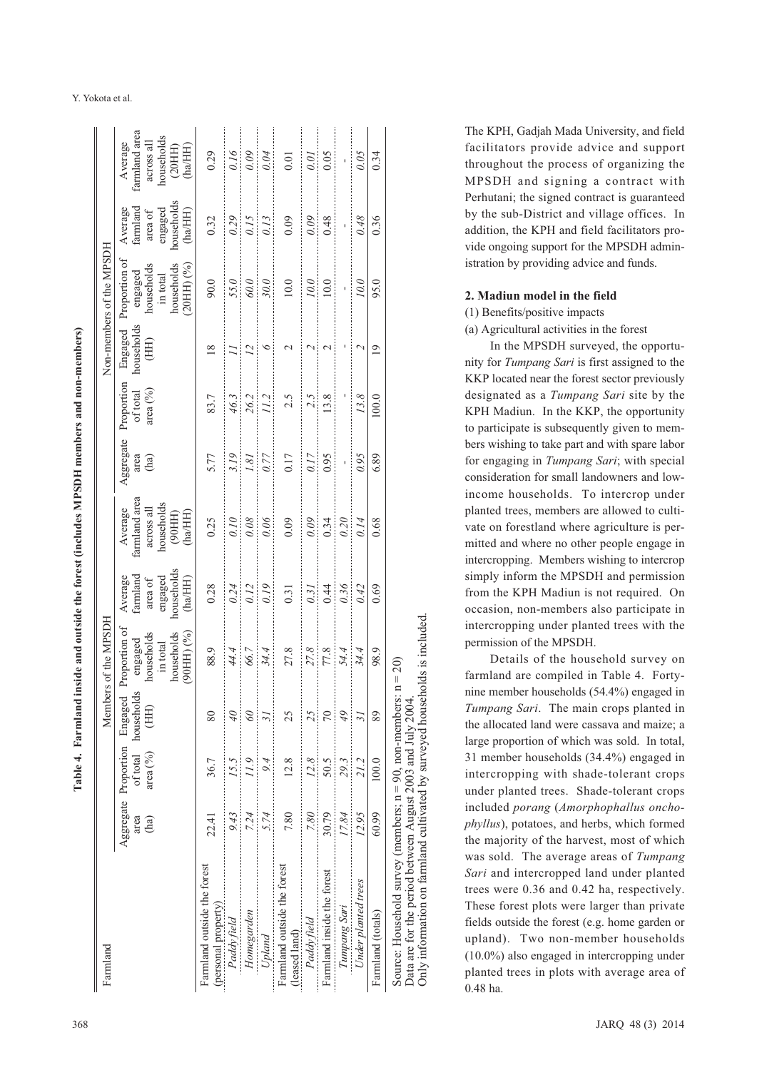**Table 4. Farmland inside and outside the forest (includes MPSDH members and non-members)**

| Farmland | Members of the MPSDH | | | | | | Non-members of the MPSDH | | | | | |
|---|---|---|---|---|---|---|---|---|---|---|---|---|
| | Aggregate area (ha) | Proportion of total area (%) | Engaged households (HH) | Proportion of engaged households in total households (90HH) (%) | Average farmland area of engaged households (ha/HH) | Average farmland area across all households (90HH) (ha/HH) | Aggregate area (ha) | Proportion of total area (%) | Engaged households (HH) | Proportion of engaged households in total households (20HH) (%) | Average farmland area of engaged households (ha/HH) | Average farmland area across all households (20HH) (ha/HH) |
| Farmland outside the forest (personal property) | 22.41 | 36.7 | 80 | 88.9 | 0.28 | 0.25 | 5.77 | 83.7 | 18 | 90.0 | 0.32 | 0.29 |
| *Paddy field* | *9.43* | *15.5* | *40* | *44.4* | *0.24* | *0.10* | *3.19* | *46.3* | *11* | *55.0* | *0.29* | *0.16* |
| *Homegarden* | *7.24* | *11.9* | *60* | *66.7* | *0.12* | *0.08* | *1.81* | *26.2* | *12* | *60.0* | *0.15* | *0.09* |
| *Upland* | *5.74* | *9.4* | *31* | *34.4* | *0.19* | *0.06* | *0.77* | *11.2* | *6* | *30.0* | *0.13* | *0.04* |
| Farmland outside the forest (leased land) | 7.80 | 12.8 | 25 | 27.8 | 0.31 | 0.09 | 0.17 | 2.5 | 2 | 10.0 | 0.09 | 0.01 |
| *Paddy field* | *7.80* | *12.8* | *25* | *27.8* | *0.31* | *0.09* | *0.17* | *2.5* | *2* | *10.0* | *0.09* | *0.01* |
| Farmland inside the forest | 30.79 | 50.5 | 70 | 77.8 | 0.44 | 0.34 | 0.95 | 13.8 | 2 | 10.0 | 0.48 | 0.05 |
| *Tumpang Sari* | *17.84* | *29.3* | *49* | *54.4* | *0.36* | *0.20* | - | - | - | - | - | - |
| *Under planted trees* | *12.95* | *21.2* | *31* | *34.4* | *0.42* | *0.14* | *0.95* | *13.8* | *2* | *10.0* | *0.48* | *0.05* |
| Farmland (totals) | 60.99 | 100.0 | 89 | 98.9 | 0.69 | 0.68 | 6.89 | 100.0 | 19 | 95.0 | 0.36 | 0.34 |

Source: Household survey (members: n = 90, non-members: n = 20)
Data are for the period between August 2003 and July 2004.
Only information on farmland cultivated by surveyed households is included.

The KPH, Gadjah Mada University, and field facilitators provide advice and support throughout the process of organizing the MPSDH and signing a contract with Perhutani; the signed contract is guaranteed by the sub-District and village offices. In addition, the KPH and field facilitators provide ongoing support for the MPSDH administration by providing advice and funds.

## 2. Madiun model in the field

(1) Benefits/positive impacts

(a) Agricultural activities in the forest

In the MPSDH surveyed, the opportunity for *Tumpang Sari* is first assigned to the KKP located near the forest sector previously designated as a *Tumpang Sari* site by the KPH Madiun. In the KKP, the opportunity to participate is subsequently given to members wishing to take part and with spare labor for engaging in *Tumpang Sari*; with special consideration for small landowners and low-income households. To intercrop under planted trees, members are allowed to cultivate on forestland where agriculture is permitted and where no other people engage in intercropping. Members wishing to intercrop simply inform the MPSDH and permission from the KPH Madiun is not required. On occasion, non-members also participate in intercropping under planted trees with the permission of the MPSDH.

Details of the household survey on farmland are compiled in Table 4. Forty-nine member households (54.4%) engaged in *Tumpang Sari*. The main crops planted in the allocated land were cassava and maize; a large proportion of which was sold. In total, 31 member households (34.4%) engaged in intercropping with shade-tolerant crops under planted trees. Shade-tolerant crops included *porang* (*Amorphophallus onchophyllus*), potatoes, and herbs, which formed the majority of the harvest, most of which was sold. The average areas of *Tumpang Sari* and intercropped land under planted trees were 0.36 and 0.42 ha, respectively. These forest plots were larger than private fields outside the forest (e.g. home garden or upland). Two non-member households (10.0%) also engaged in intercropping under planted trees in plots with average area of 0.48 ha.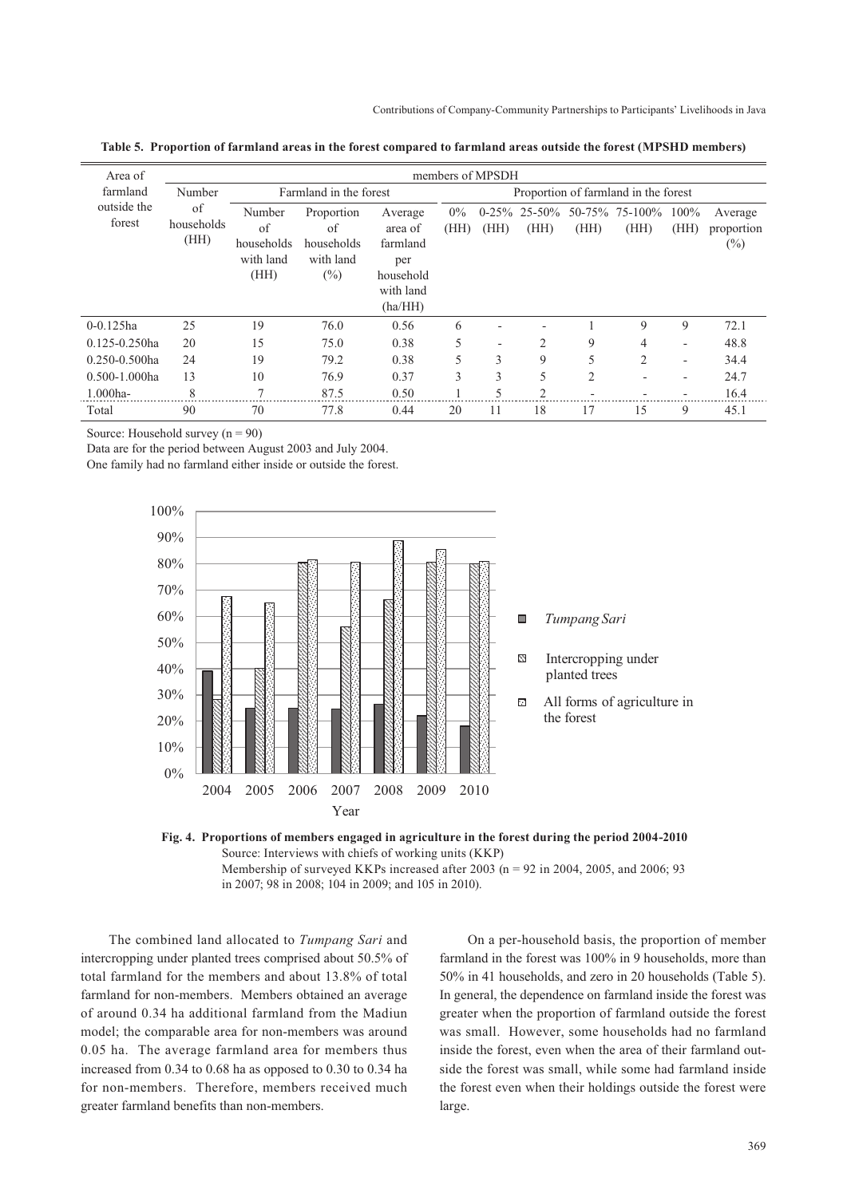**Table 5. Proportion of farmland areas in the forest compared to farmland areas outside the forest (MPSHD members)**

| Area of farmland outside the forest | members of MPSDH | | | | | | | | | | |
|---|---|---|---|---|---|---|---|---|---|---|---|
| | Number of households (HH) | Farmland in the forest | | | Proportion of farmland in the forest | | | | | | |
| | | Number of households with land (HH) | Proportion of households with land (%) | Average area of farmland per household with land (ha/HH) | 0% (HH) | 0-25% (HH) | 25-50% (HH) | 50-75% (HH) | 75-100% (HH) | 100% (HH) | Average proportion (%) |
| 0-0.125ha | 25 | 19 | 76.0 | 0.56 | 6 | - | - | 1 | 9 | 9 | 72.1 |
| 0.125-0.250ha | 20 | 15 | 75.0 | 0.38 | 5 | - | 2 | 9 | 4 | - | 48.8 |
| 0.250-0.500ha | 24 | 19 | 79.2 | 0.38 | 5 | 3 | 9 | 5 | 2 | - | 34.4 |
| 0.500-1.000ha | 13 | 10 | 76.9 | 0.37 | 3 | 3 | 5 | 2 | - | - | 24.7 |
| 1.000ha- | 8 | 7 | 87.5 | 0.50 | 1 | 5 | 2 | - | - | - | 16.4 |
| Total | 90 | 70 | 77.8 | 0.44 | 20 | 11 | 18 | 17 | 15 | 9 | 45.1 |

Source: Household survey (n = 90)

Data are for the period between August 2003 and July 2004.

One family had no farmland either inside or outside the forest.

**Fig. 4. Proportions of members engaged in agriculture in the forest during the period 2004-2010**

Source: Interviews with chiefs of working units (KKP)

Membership of surveyed KKPs increased after 2003 (n = 92 in 2004, 2005, and 2006; 93 in 2007; 98 in 2008; 104 in 2009; and 105 in 2010).

The combined land allocated to *Tumpang Sari* and intercropping under planted trees comprised about 50.5% of total farmland for the members and about 13.8% of total farmland for non-members. Members obtained an average of around 0.34 ha additional farmland from the Madiun model; the comparable area for non-members was around 0.05 ha. The average farmland area for members thus increased from 0.34 to 0.68 ha as opposed to 0.30 to 0.34 ha for non-members. Therefore, members received much greater farmland benefits than non-members.

On a per-household basis, the proportion of member farmland in the forest was 100% in 9 households, more than 50% in 41 households, and zero in 20 households (Table 5). In general, the dependence on farmland inside the forest was greater when the proportion of farmland outside the forest was small. However, some households had no farmland inside the forest, even when the area of their farmland outside the forest was small, while some had farmland inside the forest even when their holdings outside the forest were large.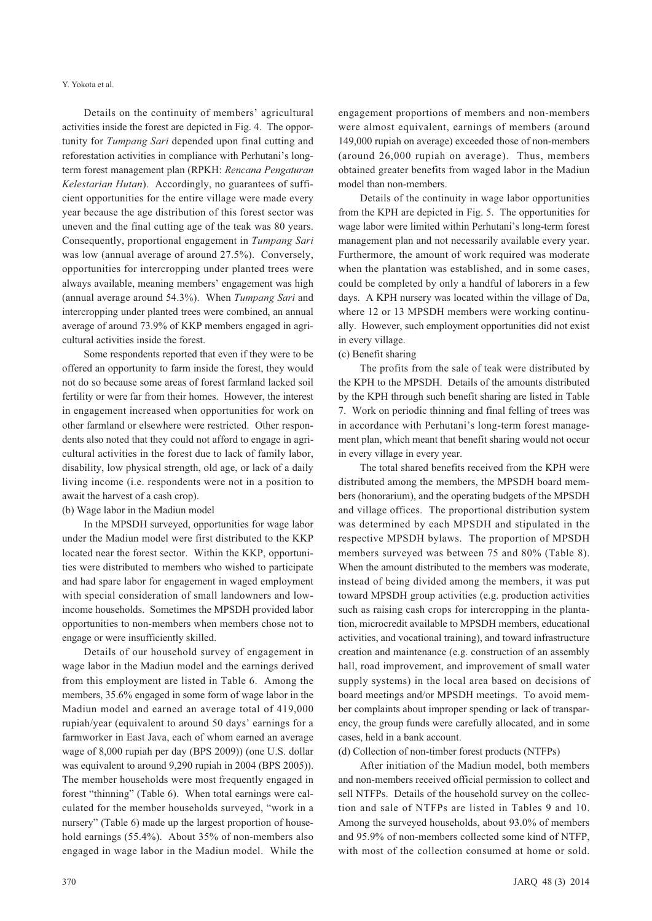Details on the continuity of members' agricultural activities inside the forest are depicted in Fig. 4. The opportunity for *Tumpang Sari* depended upon final cutting and reforestation activities in compliance with Perhutani's long-term forest management plan (RPKH: *Rencana Pengaturan Kelestarian Hutan*). Accordingly, no guarantees of sufficient opportunities for the entire village were made every year because the age distribution of this forest sector was uneven and the final cutting age of the teak was 80 years. Consequently, proportional engagement in *Tumpang Sari* was low (annual average of around 27.5%). Conversely, opportunities for intercropping under planted trees were always available, meaning members' engagement was high (annual average around 54.3%). When *Tumpang Sari* and intercropping under planted trees were combined, an annual average of around 73.9% of KKP members engaged in agricultural activities inside the forest.

Some respondents reported that even if they were to be offered an opportunity to farm inside the forest, they would not do so because some areas of forest farmland lacked soil fertility or were far from their homes. However, the interest in engagement increased when opportunities for work on other farmland or elsewhere were restricted. Other respondents also noted that they could not afford to engage in agricultural activities in the forest due to lack of family labor, disability, low physical strength, old age, or lack of a daily living income (i.e. respondents were not in a position to await the harvest of a cash crop).

(b) Wage labor in the Madiun model

In the MPSDH surveyed, opportunities for wage labor under the Madiun model were first distributed to the KKP located near the forest sector. Within the KKP, opportunities were distributed to members who wished to participate and had spare labor for engagement in waged employment with special consideration of small landowners and low-income households. Sometimes the MPSDH provided labor opportunities to non-members when members chose not to engage or were insufficiently skilled.

Details of our household survey of engagement in wage labor in the Madiun model and the earnings derived from this employment are listed in Table 6. Among the members, 35.6% engaged in some form of wage labor in the Madiun model and earned an average total of 419,000 rupiah/year (equivalent to around 50 days' earnings for a farmworker in East Java, each of whom earned an average wage of 8,000 rupiah per day (BPS 2009)) (one U.S. dollar was equivalent to around 9,290 rupiah in 2004 (BPS 2005)). The member households were most frequently engaged in forest "thinning" (Table 6). When total earnings were calculated for the member households surveyed, "work in a nursery" (Table 6) made up the largest proportion of household earnings (55.4%). About 35% of non-members also engaged in wage labor in the Madiun model. While the engagement proportions of members and non-members were almost equivalent, earnings of members (around 149,000 rupiah on average) exceeded those of non-members (around 26,000 rupiah on average). Thus, members obtained greater benefits from waged labor in the Madiun model than non-members.

Details of the continuity in wage labor opportunities from the KPH are depicted in Fig. 5. The opportunities for wage labor were limited within Perhutani's long-term forest management plan and not necessarily available every year. Furthermore, the amount of work required was moderate when the plantation was established, and in some cases, could be completed by only a handful of laborers in a few days. A KPH nursery was located within the village of Da, where 12 or 13 MPSDH members were working continually. However, such employment opportunities did not exist in every village.

(c) Benefit sharing

The profits from the sale of teak were distributed by the KPH to the MPSDH. Details of the amounts distributed by the KPH through such benefit sharing are listed in Table 7. Work on periodic thinning and final felling of trees was in accordance with Perhutani's long-term forest management plan, which meant that benefit sharing would not occur in every village in every year.

The total shared benefits received from the KPH were distributed among the members, the MPSDH board members (honorarium), and the operating budgets of the MPSDH and village offices. The proportional distribution system was determined by each MPSDH and stipulated in the respective MPSDH bylaws. The proportion of MPSDH members surveyed was between 75 and 80% (Table 8). When the amount distributed to the members was moderate, instead of being divided among the members, it was put toward MPSDH group activities (e.g. production activities such as raising cash crops for intercropping in the plantation, microcredit available to MPSDH members, educational activities, and vocational training), and toward infrastructure creation and maintenance (e.g. construction of an assembly hall, road improvement, and improvement of small water supply systems) in the local area based on decisions of board meetings and/or MPSDH meetings. To avoid member complaints about improper spending or lack of transparency, the group funds were carefully allocated, and in some cases, held in a bank account.

(d) Collection of non-timber forest products (NTFPs)

After initiation of the Madiun model, both members and non-members received official permission to collect and sell NTFPs. Details of the household survey on the collection and sale of NTFPs are listed in Tables 9 and 10. Among the surveyed households, about 93.0% of members and 95.9% of non-members collected some kind of NTFP, with most of the collection consumed at home or sold.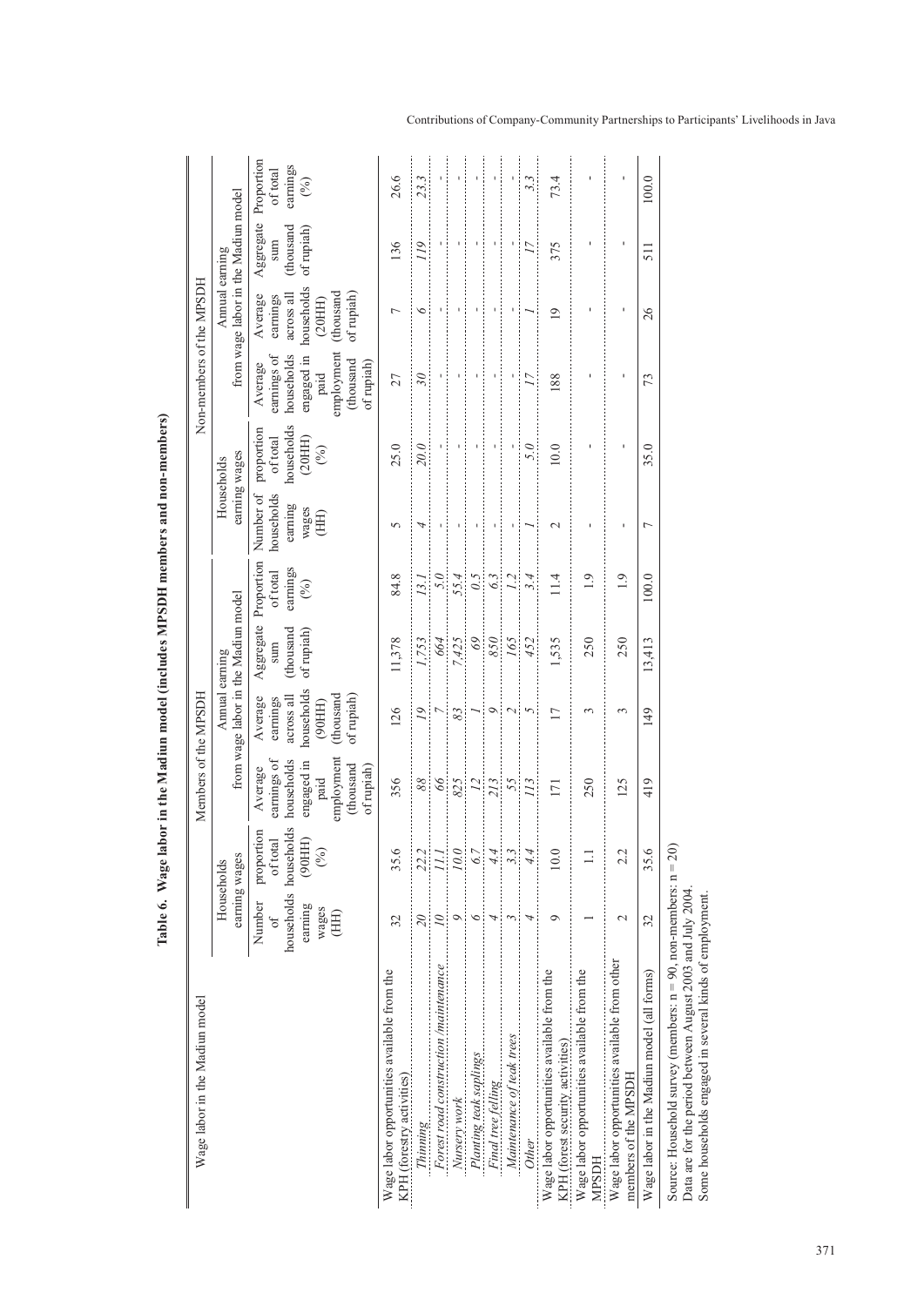**Table 6. Wage labor in the Madiun model (includes MPSDH members and non-members)**

| Wage labor in the Madiun model | Members of the MPSDH: Households earning wages | | Members of the MPSDH: Annual earning from wage labor in the Madiun model | | | | Non-members of the MPSDH: Households earning wages | | Non-members of the MPSDH: Annual earning from wage labor in the Madiun model | | | |
|---|---|---|---|---|---|---|---|---|---|---|---|---|
| | Number of households earning wages (HH) | proportion of total households (90HH) (%) | Average earnings of households engaged in paid employment (thousand of rupiah) | Average earnings across all households (90HH) (thousand of rupiah) | Aggregate sum (thousand of rupiah) | Proportion of total earnings (%) | Number of households earning wages (HH) | proportion of total households (20HH) (%) | Average earnings of households engaged in paid employment (thousand of rupiah) | Average earnings across all households (20HH) (thousand of rupiah) | Aggregate sum (thousand of rupiah) | Proportion of total earnings (%) |
| Wage labor opportunities available from the KPH (forestry activities) | 32 | 35.6 | 356 | 126 | 11,378 | 84.8 | 5 | 25.0 | 27 | 7 | 136 | 26.6 |
| *Thinning* | *20* | *22.2* | *88* | *19* | *1,753* | *13.1* | *4* | *20.0* | *30* | *6* | *119* | *23.3* |
| *Forest road construction /maintenance* | *10* | *11.1* | *66* | *7* | *664* | *5.0* | - | - | - | - | - | - |
| *Nursery work* | *9* | *10.0* | *825* | *83* | *7,425* | *55.4* | - | - | - | - | - | - |
| *Planting teak saplings* | *6* | *6.7* | *12* | *1* | *69* | *0.5* | - | - | - | - | - | - |
| *Final tree felling* | *4* | *4.4* | *213* | *9* | *850* | *6.3* | - | - | - | - | - | - |
| *Maintenance of teak trees* | *3* | *3.3* | *55* | *2* | *165* | *1.2* | - | - | - | - | - | - |
| *Other* | *4* | *4.4* | *113* | *5* | *452* | *3.4* | *1* | *5.0* | *17* | *1* | *17* | *3.3* |
| Wage labor opportunities available from the KPH (forest security activities) | 9 | 10.0 | 171 | 17 | 1,535 | 11.4 | 2 | 10.0 | 188 | 19 | 375 | 73.4 |
| Wage labor opportunities available from the MPSDH | 1 | 1.1 | 250 | 3 | 250 | 1.9 | - | - | - | - | - | - |
| Wage labor opportunities available from other members of the MPSDH | 2 | 2.2 | 125 | 3 | 250 | 1.9 | - | - | - | - | - | - |
| Wage labor in the Madiun model (all forms) | 32 | 35.6 | 419 | 149 | 13,413 | 100.0 | 7 | 35.0 | 73 | 26 | 511 | 100.0 |

Source: Household survey (members: n = 90, non-members: n = 20)
Data are for the period between August 2003 and July 2004.
Some households engaged in several kinds of employment.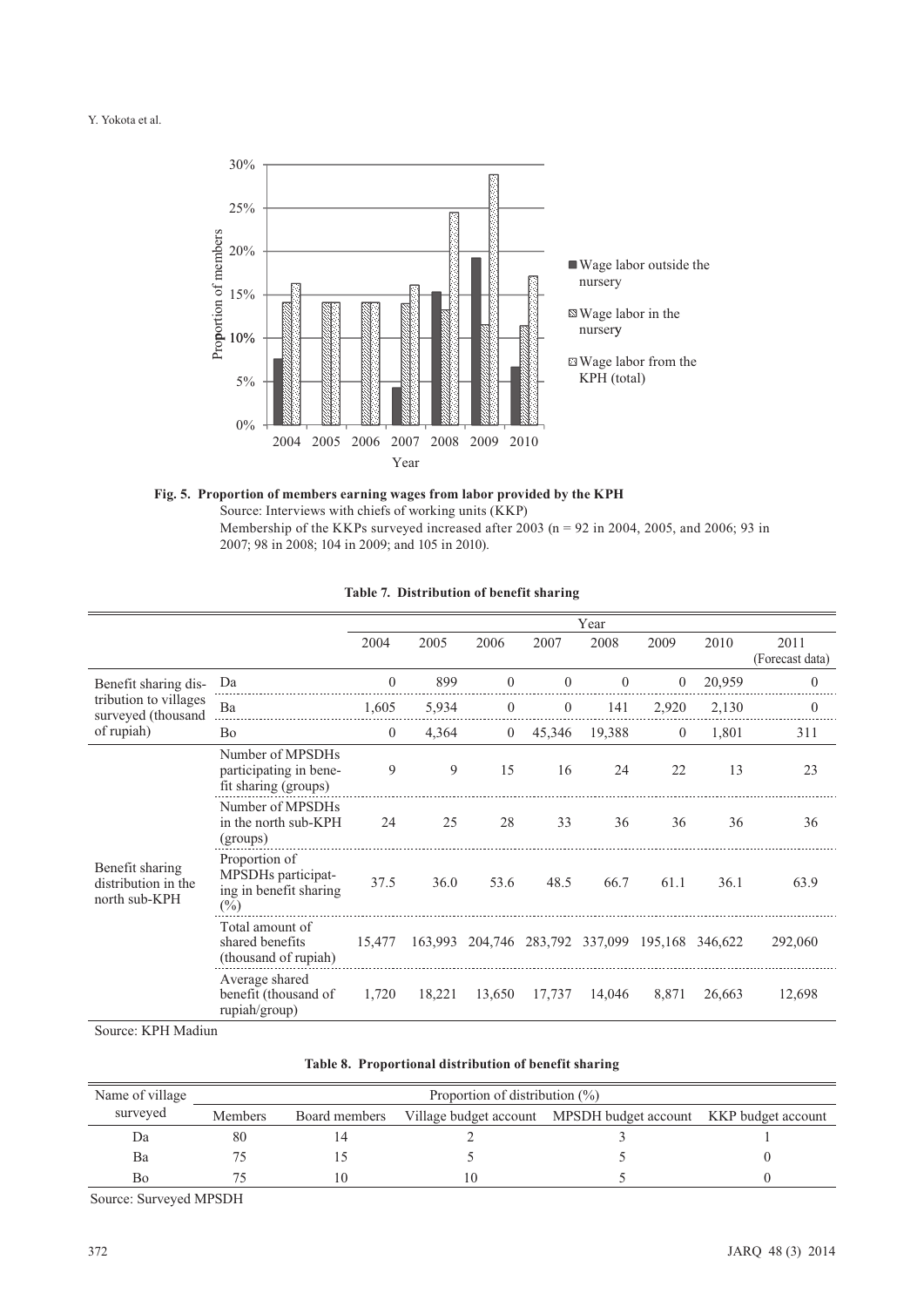**Fig. 5. Proportion of members earning wages from labor provided by the KPH**

Source: Interviews with chiefs of working units (KKP)

Membership of the KKPs surveyed increased after 2003 (n = 92 in 2004, 2005, and 2006; 93 in 2007; 98 in 2008; 104 in 2009; and 105 in 2010).

**Table 7. Distribution of benefit sharing**

| | | Year | | | | | | | |
|---|---|---|---|---|---|---|---|---|---|
| | | 2004 | 2005 | 2006 | 2007 | 2008 | 2009 | 2010 | 2011 (Forecast data) |
| Benefit sharing distribution to villages surveyed (thousand of rupiah) | Da | 0 | 899 | 0 | 0 | 0 | 0 | 20,959 | 0 |
| | Ba | 1,605 | 5,934 | 0 | 0 | 141 | 2,920 | 2,130 | 0 |
| | Bo | 0 | 4,364 | 0 | 45,346 | 19,388 | 0 | 1,801 | 311 |
| Benefit sharing distribution in the north sub-KPH | Number of MPSDHs participating in benefit sharing (groups) | 9 | 9 | 15 | 16 | 24 | 22 | 13 | 23 |
| | Number of MPSDHs in the north sub-KPH (groups) | 24 | 25 | 28 | 33 | 36 | 36 | 36 | 36 |
| | Proportion of MPSDHs participating in benefit sharing (%) | 37.5 | 36.0 | 53.6 | 48.5 | 66.7 | 61.1 | 36.1 | 63.9 |
| | Total amount of shared benefits (thousand of rupiah) | 15,477 | 163,993 | 204,746 | 283,792 | 337,099 | 195,168 | 346,622 | 292,060 |
| | Average shared benefit (thousand of rupiah/group) | 1,720 | 18,221 | 13,650 | 17,737 | 14,046 | 8,871 | 26,663 | 12,698 |

Source: KPH Madiun

**Table 8. Proportional distribution of benefit sharing**

| Name of village surveyed | Proportion of distribution (%) | | | | |
|---|---|---|---|---|---|
| | Members | Board members | Village budget account | MPSDH budget account | KKP budget account |
| Da | 80 | 14 | 2 | 3 | 1 |
| Ba | 75 | 15 | 5 | 5 | 0 |
| Bo | 75 | 10 | 10 | 5 | 0 |

Source: Surveyed MPSDH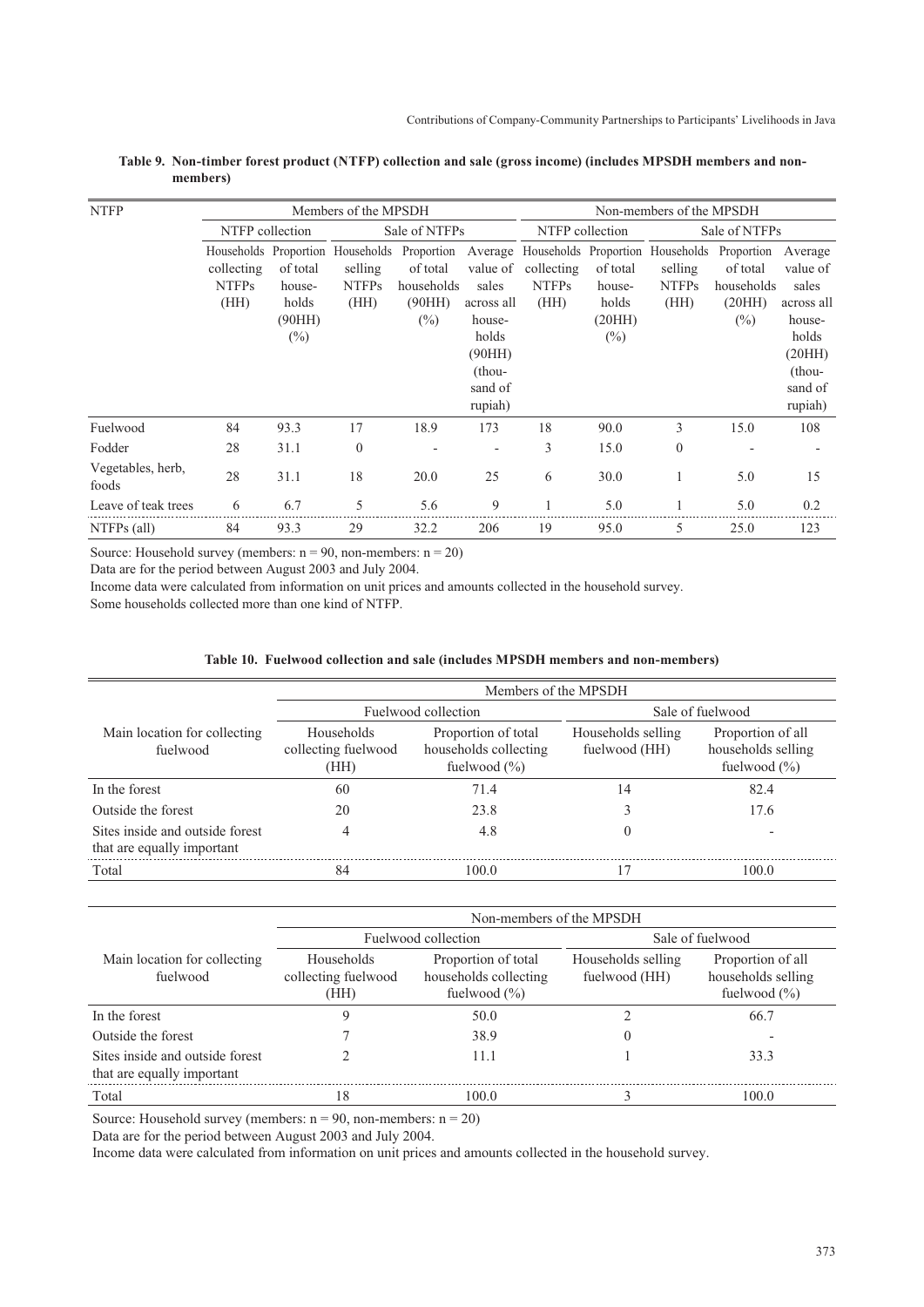**Table 9. Non-timber forest product (NTFP) collection and sale (gross income) (includes MPSDH members and non-members)**

| NTFP | Members of the MPSDH | | | | | Non-members of the MPSDH | | | | |
|---|---|---|---|---|---|---|---|---|---|---|
| | NTFP collection | | Sale of NTFPs | | | NTFP collection | | Sale of NTFPs | | |
| | Households collecting NTFPs (HH) | Proportion of total households (90HH) (%) | Households selling NTFPs (HH) | Proportion of total households (90HH) (%) | Average value of sales across all households (90HH) (thousand of rupiah) | Households collecting NTFPs (HH) | Proportion of total households (20HH) (%) | Households selling NTFPs (HH) | Proportion of total households (20HH) (%) | Average value of sales across all households (20HH) (thousand of rupiah) |
| Fuelwood | 84 | 93.3 | 17 | 18.9 | 173 | 18 | 90.0 | 3 | 15.0 | 108 |
| Fodder | 28 | 31.1 | 0 | - | - | 3 | 15.0 | 0 | - | - |
| Vegetables, herb, foods | 28 | 31.1 | 18 | 20.0 | 25 | 6 | 30.0 | 1 | 5.0 | 15 |
| Leave of teak trees | 6 | 6.7 | 5 | 5.6 | 9 | 1 | 5.0 | 1 | 5.0 | 0.2 |
| NTFPs (all) | 84 | 93.3 | 29 | 32.2 | 206 | 19 | 95.0 | 5 | 25.0 | 123 |

Source: Household survey (members: n = 90, non-members: n = 20)
Data are for the period between August 2003 and July 2004.
Income data were calculated from information on unit prices and amounts collected in the household survey.
Some households collected more than one kind of NTFP.

**Table 10. Fuelwood collection and sale (includes MPSDH members and non-members)**

| Main location for collecting fuelwood | Members of the MPSDH | | | |
|---|---|---|---|---|
| | Fuelwood collection | | Sale of fuelwood | |
| | Households collecting fuelwood (HH) | Proportion of total households collecting fuelwood (%) | Households selling fuelwood (HH) | Proportion of all households selling fuelwood (%) |
| In the forest | 60 | 71.4 | 14 | 82.4 |
| Outside the forest | 20 | 23.8 | 3 | 17.6 |
| Sites inside and outside forest that are equally important | 4 | 4.8 | 0 | - |
| Total | 84 | 100.0 | 17 | 100.0 |

| Main location for collecting fuelwood | Non-members of the MPSDH | | | |
|---|---|---|---|---|
| | Fuelwood collection | | Sale of fuelwood | |
| | Households collecting fuelwood (HH) | Proportion of total households collecting fuelwood (%) | Households selling fuelwood (HH) | Proportion of all households selling fuelwood (%) |
| In the forest | 9 | 50.0 | 2 | 66.7 |
| Outside the forest | 7 | 38.9 | 0 | - |
| Sites inside and outside forest that are equally important | 2 | 11.1 | 1 | 33.3 |
| Total | 18 | 100.0 | 3 | 100.0 |

Source: Household survey (members: n = 90, non-members: n = 20)
Data are for the period between August 2003 and July 2004.
Income data were calculated from information on unit prices and amounts collected in the household survey.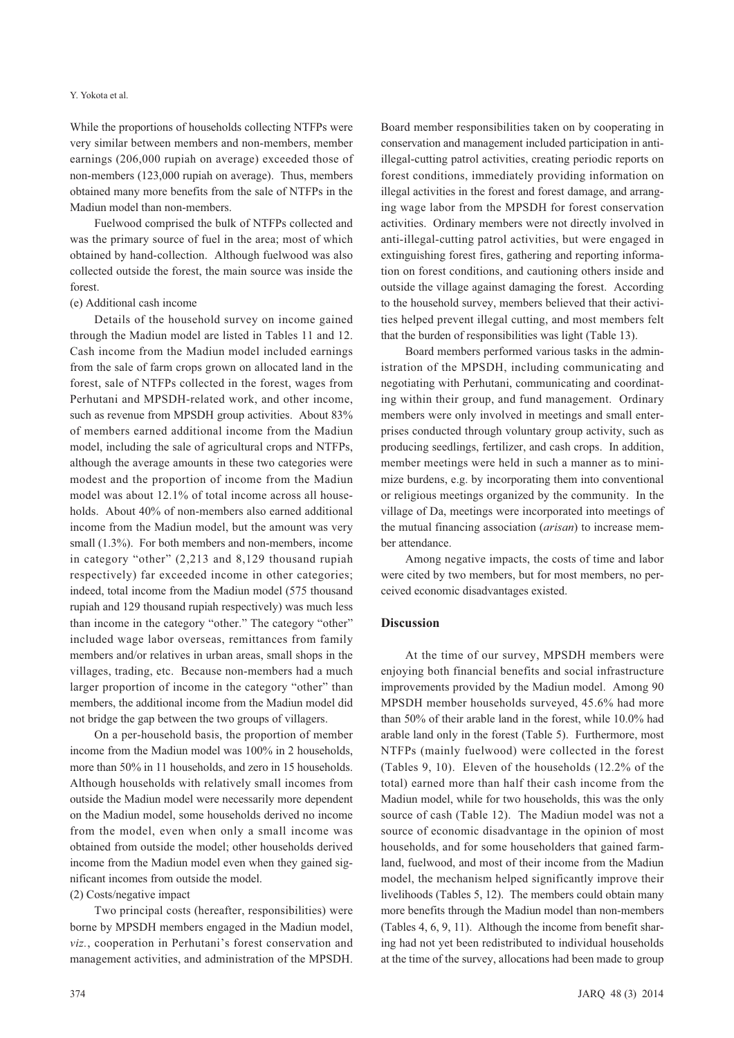While the proportions of households collecting NTFPs were very similar between members and non-members, member earnings (206,000 rupiah on average) exceeded those of non-members (123,000 rupiah on average). Thus, members obtained many more benefits from the sale of NTFPs in the Madiun model than non-members.

Fuelwood comprised the bulk of NTFPs collected and was the primary source of fuel in the area; most of which obtained by hand-collection. Although fuelwood was also collected outside the forest, the main source was inside the forest.

(e) Additional cash income

Details of the household survey on income gained through the Madiun model are listed in Tables 11 and 12. Cash income from the Madiun model included earnings from the sale of farm crops grown on allocated land in the forest, sale of NTFPs collected in the forest, wages from Perhutani and MPSDH-related work, and other income, such as revenue from MPSDH group activities. About 83% of members earned additional income from the Madiun model, including the sale of agricultural crops and NTFPs, although the average amounts in these two categories were modest and the proportion of income from the Madiun model was about 12.1% of total income across all households. About 40% of non-members also earned additional income from the Madiun model, but the amount was very small (1.3%). For both members and non-members, income in category "other" (2,213 and 8,129 thousand rupiah respectively) far exceeded income in other categories; indeed, total income from the Madiun model (575 thousand rupiah and 129 thousand rupiah respectively) was much less than income in the category "other." The category "other" included wage labor overseas, remittances from family members and/or relatives in urban areas, small shops in the villages, trading, etc. Because non-members had a much larger proportion of income in the category "other" than members, the additional income from the Madiun model did not bridge the gap between the two groups of villagers.

On a per-household basis, the proportion of member income from the Madiun model was 100% in 2 households, more than 50% in 11 households, and zero in 15 households. Although households with relatively small incomes from outside the Madiun model were necessarily more dependent on the Madiun model, some households derived no income from the model, even when only a small income was obtained from outside the model; other households derived income from the Madiun model even when they gained significant incomes from outside the model.

(2) Costs/negative impact

Two principal costs (hereafter, responsibilities) were borne by MPSDH members engaged in the Madiun model, *viz.*, cooperation in Perhutani's forest conservation and management activities, and administration of the MPSDH. Board member responsibilities taken on by cooperating in conservation and management included participation in anti-illegal-cutting patrol activities, creating periodic reports on forest conditions, immediately providing information on illegal activities in the forest and forest damage, and arranging wage labor from the MPSDH for forest conservation activities. Ordinary members were not directly involved in anti-illegal-cutting patrol activities, but were engaged in extinguishing forest fires, gathering and reporting information on forest conditions, and cautioning others inside and outside the village against damaging the forest. According to the household survey, members believed that their activities helped prevent illegal cutting, and most members felt that the burden of responsibilities was light (Table 13).

Board members performed various tasks in the administration of the MPSDH, including communicating and negotiating with Perhutani, communicating and coordinating within their group, and fund management. Ordinary members were only involved in meetings and small enterprises conducted through voluntary group activity, such as producing seedlings, fertilizer, and cash crops. In addition, member meetings were held in such a manner as to minimize burdens, e.g. by incorporating them into conventional or religious meetings organized by the community. In the village of Da, meetings were incorporated into meetings of the mutual financing association (*arisan*) to increase member attendance.

Among negative impacts, the costs of time and labor were cited by two members, but for most members, no perceived economic disadvantages existed.

## Discussion

At the time of our survey, MPSDH members were enjoying both financial benefits and social infrastructure improvements provided by the Madiun model. Among 90 MPSDH member households surveyed, 45.6% had more than 50% of their arable land in the forest, while 10.0% had arable land only in the forest (Table 5). Furthermore, most NTFPs (mainly fuelwood) were collected in the forest (Tables 9, 10). Eleven of the households (12.2% of the total) earned more than half their cash income from the Madiun model, while for two households, this was the only source of cash (Table 12). The Madiun model was not a source of economic disadvantage in the opinion of most households, and for some householders that gained farmland, fuelwood, and most of their income from the Madiun model, the mechanism helped significantly improve their livelihoods (Tables 5, 12). The members could obtain many more benefits through the Madiun model than non-members (Tables 4, 6, 9, 11). Although the income from benefit sharing had not yet been redistributed to individual households at the time of the survey, allocations had been made to group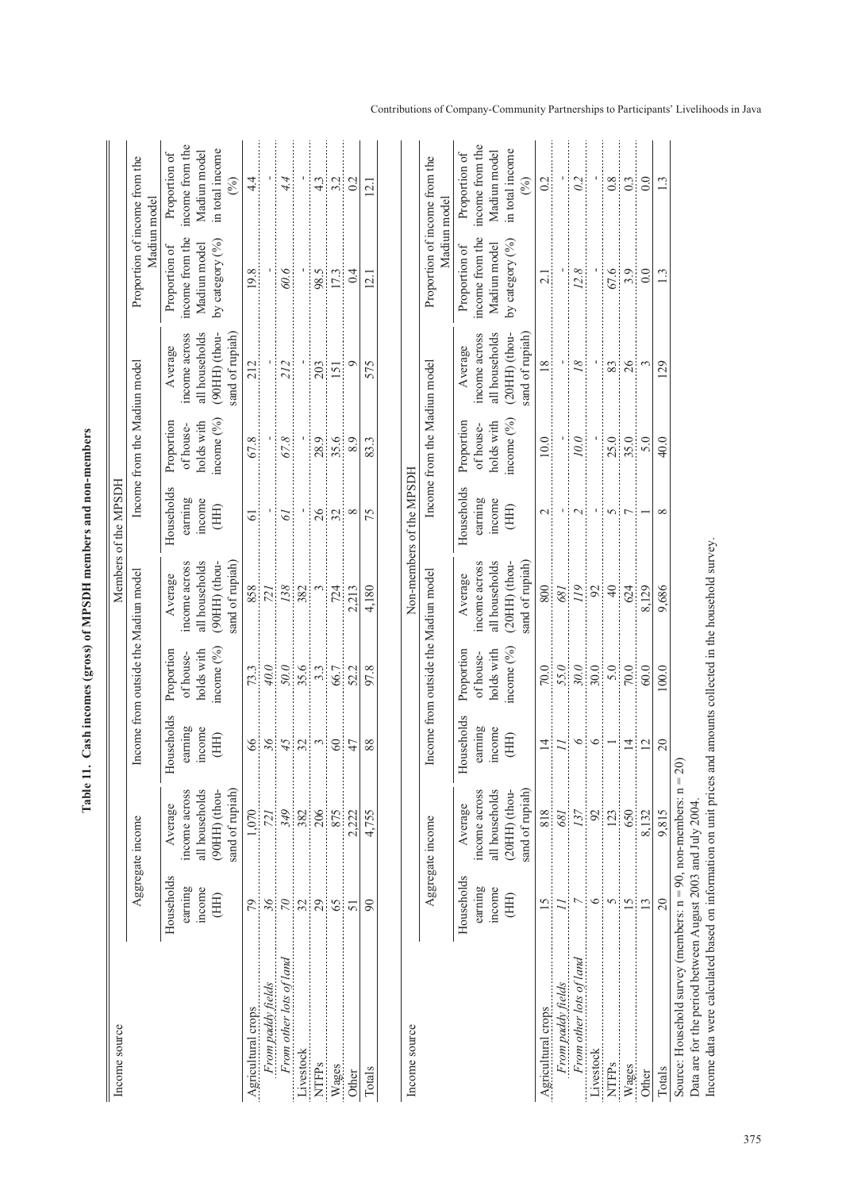**Table 11. Cash incomes (gross) of MPSDH members and non-members**

| Income source | Members of the MPSDH | | | | | | | | |
|---|---|---|---|---|---|---|---|---|---|
| | Aggregate income | | Income from outside the Madiun model | | | Income from the Madiun model | | | Proportion of income from the Madiun model | |
| | Households earning income (HH) | Average income across all households (90HH) (thousand of rupiah) | Households earning income (HH) | Proportion of households with income (%) | Average income across all households (90HH) (thousand of rupiah) | Households earning income (HH) | Proportion of households with income (%) | Average income across all households (90HH) (thousand of rupiah) | Proportion of income from the Madiun model by category (%) | Proportion of income from the Madiun model in total income (%) |
| Agricultural crops | 79 | 1,070 | 66 | 73.3 | 858 | 61 | 67.8 | 212 | 19.8 | 4.4 |
| *From paddy fields* | *36* | *721* | *36* | *40.0* | *721* | - | - | - | - | - |
| *From other lots of land* | *70* | *349* | *45* | *50.0* | *138* | *61* | *67.8* | *212* | *60.6* | *4.4* |
| Livestock | 32 | 382 | 32 | 35.6 | 382 | - | - | - | - | - |
| NTFPs | 29 | 206 | 3 | 3.3 | 3 | 26 | 28.9 | 203 | 98.5 | 4.3 |
| Wages | 65 | 875 | 60 | 66.7 | 724 | 32 | 35.6 | 151 | 17.3 | 3.2 |
| Other | 51 | 2,222 | 47 | 52.2 | 2,213 | 8 | 8.9 | 9 | 0.4 | 0.2 |
| Totals | 90 | 4,755 | 88 | 97.8 | 4,180 | 75 | 83.3 | 575 | 12.1 | 12.1 |

| Income source | Non-members of the MPSDH | | | | | | | | |
|---|---|---|---|---|---|---|---|---|---|
| | Aggregate income | | Income from outside the Madiun model | | | Income from the Madiun model | | | Proportion of income from the Madiun model | |
| | Households earning income (HH) | Average income across all households (20HH) (thousand of rupiah) | Households earning income (HH) | Proportion of households with income (%) | Average income across all households (20HH) (thousand of rupiah) | Households earning income (HH) | Proportion of households with income (%) | Average income across all households (20HH) (thousand of rupiah) | Proportion of income from the Madiun model by category (%) | Proportion of income from the Madiun model in total income (%) |
| Agricultural crops | 15 | 818 | 14 | 70.0 | 800 | 2 | 10.0 | 18 | 2.1 | 0.2 |
| *From paddy fields* | *11* | *681* | *11* | *55.0* | *681* | - | - | - | - | - |
| *From other lots of land* | *7* | *137* | *6* | *30.0* | *119* | *2* | *10.0* | *18* | *12.8* | *0.2* |
| Livestock | 6 | 92 | 6 | 30.0 | 92 | - | - | - | - | - |
| NTFPs | 5 | 123 | 1 | 5.0 | 40 | 5 | 25.0 | 83 | 67.6 | 0.8 |
| Wages | 15 | 650 | 14 | 70.0 | 624 | 7 | 35.0 | 26 | 3.9 | 0.3 |
| Other | 13 | 8,132 | 12 | 60.0 | 8,129 | 1 | 5.0 | 3 | 0.0 | 0.0 |
| Totals | 20 | 9,815 | 20 | 100.0 | 9,686 | 8 | 40.0 | 129 | 1.3 | 1.3 |

Source: Household survey (members: n = 90, non-members: n = 20)
Data are for the period between August 2003 and July 2004.
Income data were calculated based on information on unit prices and amounts collected in the household survey.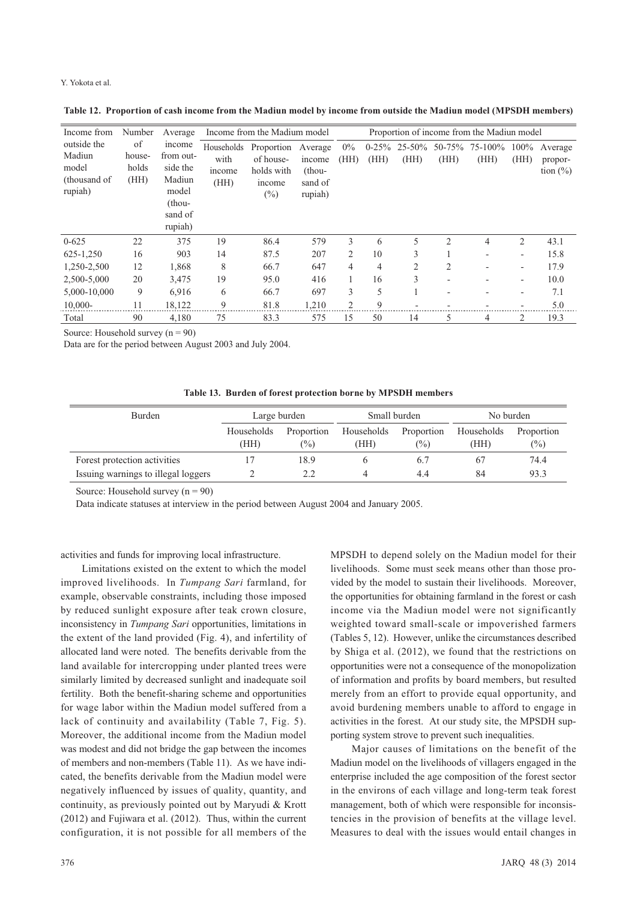**Table 12. Proportion of cash income from the Madiun model by income from outside the Madiun model (MPSDH members)**

| Income from outside the Madiun model (thousand of rupiah) | Number of households (HH) | Average income from outside the Madiun model (thousand of rupiah) | Income from the Madium model | | | Proportion of income from the Madiun model | | | | | | |
|---|---|---|---|---|---|---|---|---|---|---|---|---|
| | | | Households with income (HH) | Proportion of households with income (%) | Average income (thousand of rupiah) | 0% (HH) | 0-25% (HH) | 25-50% (HH) | 50-75% (HH) | 75-100% (HH) | 100% (HH) | Average proportion (%) |
| 0-625 | 22 | 375 | 19 | 86.4 | 579 | 3 | 6 | 5 | 2 | 4 | 2 | 43.1 |
| 625-1,250 | 16 | 903 | 14 | 87.5 | 207 | 2 | 10 | 3 | 1 | - | - | 15.8 |
| 1,250-2,500 | 12 | 1,868 | 8 | 66.7 | 647 | 4 | 4 | 2 | 2 | - | - | 17.9 |
| 2,500-5,000 | 20 | 3,475 | 19 | 95.0 | 416 | 1 | 16 | 3 | - | - | - | 10.0 |
| 5,000-10,000 | 9 | 6,916 | 6 | 66.7 | 697 | 3 | 5 | 1 | - | - | - | 7.1 |
| 10,000- | 11 | 18,122 | 9 | 81.8 | 1,210 | 2 | 9 | - | - | - | - | 5.0 |
| Total | 90 | 4,180 | 75 | 83.3 | 575 | 15 | 50 | 14 | 5 | 4 | 2 | 19.3 |

Source: Household survey (n = 90)

Data are for the period between August 2003 and July 2004.

**Table 13. Burden of forest protection borne by MPSDH members**

| Burden | Large burden | | Small burden | | No burden | |
|---|---|---|---|---|---|---|
| | Households (HH) | Proportion (%) | Households (HH) | Proportion (%) | Households (HH) | Proportion (%) |
| Forest protection activities | 17 | 18.9 | 6 | 6.7 | 67 | 74.4 |
| Issuing warnings to illegal loggers | 2 | 2.2 | 4 | 4.4 | 84 | 93.3 |

Source: Household survey (n = 90)

Data indicate statuses at interview in the period between August 2004 and January 2005.

activities and funds for improving local infrastructure.

Limitations existed on the extent to which the model improved livelihoods. In *Tumpang Sari* farmland, for example, observable constraints, including those imposed by reduced sunlight exposure after teak crown closure, inconsistency in *Tumpang Sari* opportunities, limitations in the extent of the land provided (Fig. 4), and infertility of allocated land were noted. The benefits derivable from the land available for intercropping under planted trees were similarly limited by decreased sunlight and inadequate soil fertility. Both the benefit-sharing scheme and opportunities for wage labor within the Madiun model suffered from a lack of continuity and availability (Table 7, Fig. 5). Moreover, the additional income from the Madiun model was modest and did not bridge the gap between the incomes of members and non-members (Table 11). As we have indicated, the benefits derivable from the Madiun model were negatively influenced by issues of quality, quantity, and continuity, as previously pointed out by Maryudi & Krott (2012) and Fujiwara et al. (2012). Thus, within the current configuration, it is not possible for all members of the MPSDH to depend solely on the Madiun model for their livelihoods. Some must seek means other than those provided by the model to sustain their livelihoods. Moreover, the opportunities for obtaining farmland in the forest or cash income via the Madiun model were not significantly weighted toward small-scale or impoverished farmers (Tables 5, 12). However, unlike the circumstances described by Shiga et al. (2012), we found that the restrictions on opportunities were not a consequence of the monopolization of information and profits by board members, but resulted merely from an effort to provide equal opportunity, and avoid burdening members unable to afford to engage in activities in the forest. At our study site, the MPSDH supporting system strove to prevent such inequalities.

Major causes of limitations on the benefit of the Madiun model on the livelihoods of villagers engaged in the enterprise included the age composition of the forest sector in the environs of each village and long-term teak forest management, both of which were responsible for inconsistencies in the provision of benefits at the village level. Measures to deal with the issues would entail changes in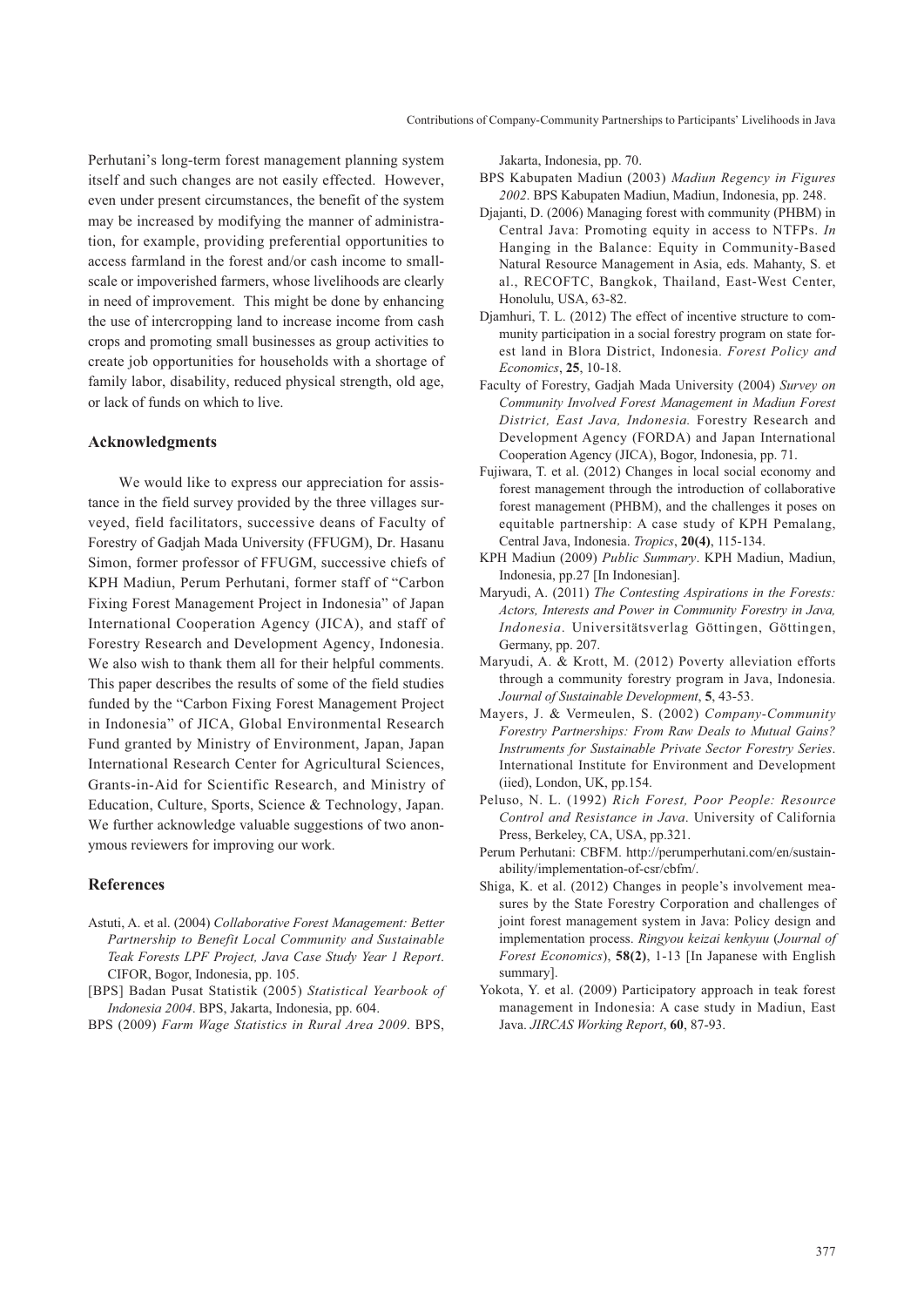Perhutani's long-term forest management planning system itself and such changes are not easily effected. However, even under present circumstances, the benefit of the system may be increased by modifying the manner of administration, for example, providing preferential opportunities to access farmland in the forest and/or cash income to small-scale or impoverished farmers, whose livelihoods are clearly in need of improvement. This might be done by enhancing the use of intercropping land to increase income from cash crops and promoting small businesses as group activities to create job opportunities for households with a shortage of family labor, disability, reduced physical strength, old age, or lack of funds on which to live.

## Acknowledgments

We would like to express our appreciation for assistance in the field survey provided by the three villages surveyed, field facilitators, successive deans of Faculty of Forestry of Gadjah Mada University (FFUGM), Dr. Hasanu Simon, former professor of FFUGM, successive chiefs of KPH Madiun, Perum Perhutani, former staff of "Carbon Fixing Forest Management Project in Indonesia" of Japan International Cooperation Agency (JICA), and staff of Forestry Research and Development Agency, Indonesia. We also wish to thank them all for their helpful comments. This paper describes the results of some of the field studies funded by the "Carbon Fixing Forest Management Project in Indonesia" of JICA, Global Environmental Research Fund granted by Ministry of Environment, Japan, Japan International Research Center for Agricultural Sciences, Grants-in-Aid for Scientific Research, and Ministry of Education, Culture, Sports, Science & Technology, Japan. We further acknowledge valuable suggestions of two anonymous reviewers for improving our work.

## References

Astuti, A. et al. (2004) *Collaborative Forest Management: Better Partnership to Benefit Local Community and Sustainable Teak Forests LPF Project, Java Case Study Year 1 Report*. CIFOR, Bogor, Indonesia, pp. 105.

[BPS] Badan Pusat Statistik (2005) *Statistical Yearbook of Indonesia 2004*. BPS, Jakarta, Indonesia, pp. 604.

BPS (2009) *Farm Wage Statistics in Rural Area 2009*. BPS, Jakarta, Indonesia, pp. 70.

BPS Kabupaten Madiun (2003) *Madiun Regency in Figures 2002*. BPS Kabupaten Madiun, Madiun, Indonesia, pp. 248.

Djajanti, D. (2006) Managing forest with community (PHBM) in Central Java: Promoting equity in access to NTFPs. *In* Hanging in the Balance: Equity in Community-Based Natural Resource Management in Asia, eds. Mahanty, S. et al., RECOFTC, Bangkok, Thailand, East-West Center, Honolulu, USA, 63-82.

Djamhuri, T. L. (2012) The effect of incentive structure to community participation in a social forestry program on state forest land in Blora District, Indonesia. *Forest Policy and Economics*, **25**, 10-18.

Faculty of Forestry, Gadjah Mada University (2004) *Survey on Community Involved Forest Management in Madiun Forest District, East Java, Indonesia.* Forestry Research and Development Agency (FORDA) and Japan International Cooperation Agency (JICA), Bogor, Indonesia, pp. 71.

Fujiwara, T. et al. (2012) Changes in local social economy and forest management through the introduction of collaborative forest management (PHBM), and the challenges it poses on equitable partnership: A case study of KPH Pemalang, Central Java, Indonesia. *Tropics*, **20(4)**, 115-134.

KPH Madiun (2009) *Public Summary*. KPH Madiun, Madiun, Indonesia, pp.27 [In Indonesian].

Maryudi, A. (2011) *The Contesting Aspirations in the Forests: Actors, Interests and Power in Community Forestry in Java, Indonesia*. Universitätsverlag Göttingen, Göttingen, Germany, pp. 207.

Maryudi, A. & Krott, M. (2012) Poverty alleviation efforts through a community forestry program in Java, Indonesia. *Journal of Sustainable Development*, **5**, 43-53.

Mayers, J. & Vermeulen, S. (2002) *Company-Community Forestry Partnerships: From Raw Deals to Mutual Gains? Instruments for Sustainable Private Sector Forestry Series*. International Institute for Environment and Development (iied), London, UK, pp.154.

Peluso, N. L. (1992) *Rich Forest, Poor People: Resource Control and Resistance in Java*. University of California Press, Berkeley, CA, USA, pp.321.

Perum Perhutani: CBFM. http://perumperhutani.com/en/sustainability/implementation-of-csr/cbfm/.

Shiga, K. et al. (2012) Changes in people's involvement measures by the State Forestry Corporation and challenges of joint forest management system in Java: Policy design and implementation process. *Ringyou keizai kenkyuu* (*Journal of Forest Economics*), **58(2)**, 1-13 [In Japanese with English summary].

Yokota, Y. et al. (2009) Participatory approach in teak forest management in Indonesia: A case study in Madiun, East Java. *JIRCAS Working Report*, **60**, 87-93.